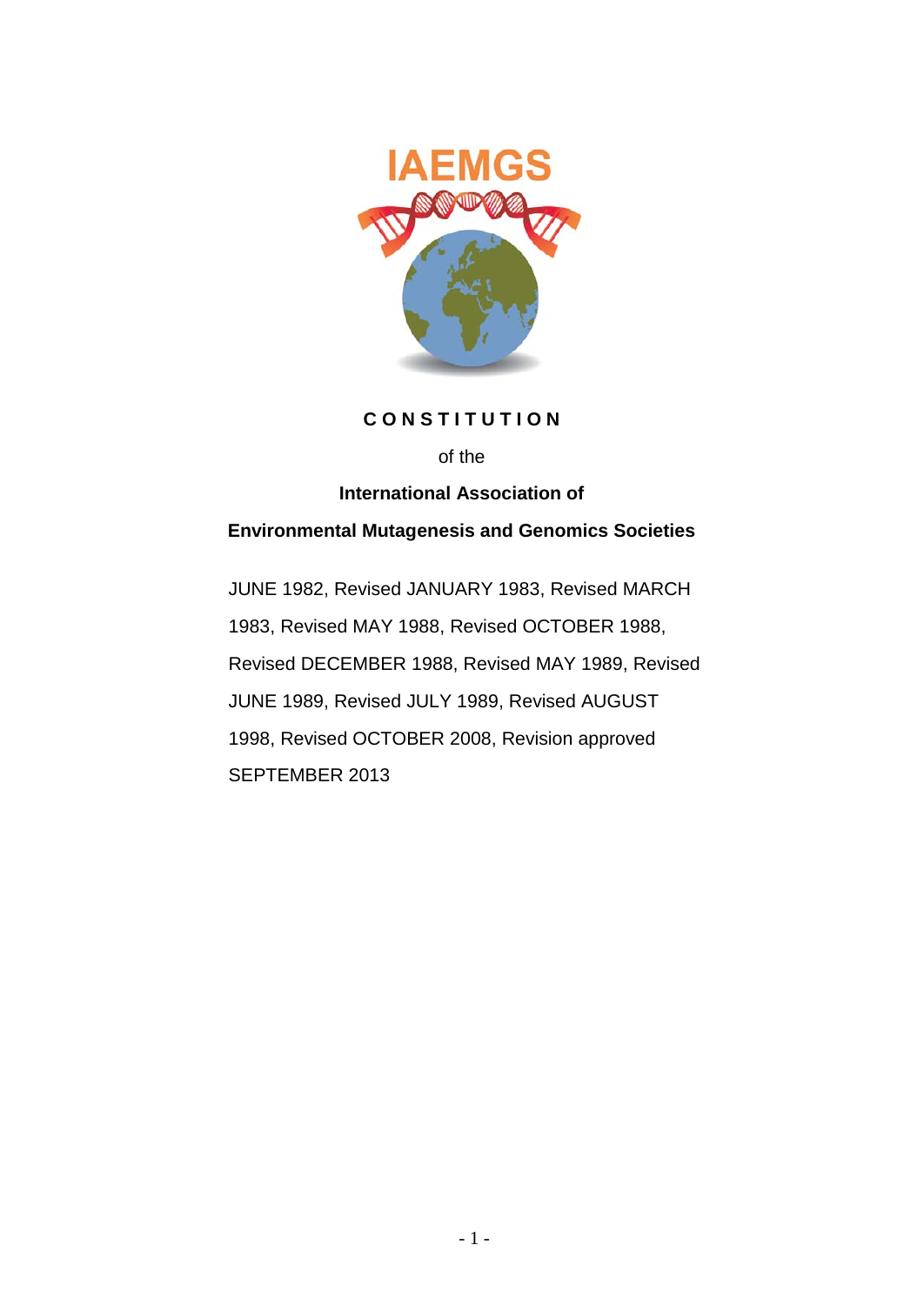IAEMGS

# CONSTITUTION

of the

**International Association of**

**Environmental Mutagenesis and Genomics Societies**

JUNE 1982, Revised JANUARY 1983, Revised MARCH 1983, Revised MAY 1988, Revised OCTOBER 1988, Revised DECEMBER 1988, Revised MAY 1989, Revised JUNE 1989, Revised JULY 1989, Revised AUGUST 1998, Revised OCTOBER 2008, Revision approved SEPTEMBER 2013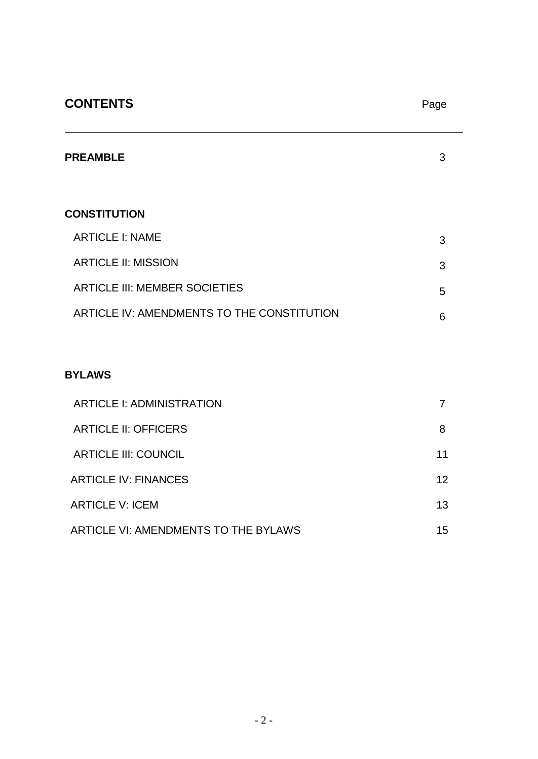## CONTENTS

| | Page |
|---|---|
| **PREAMBLE** | 3 |
| **CONSTITUTION** | |
| ARTICLE I: NAME | 3 |
| ARTICLE II: MISSION | 3 |
| ARTICLE III: MEMBER SOCIETIES | 5 |
| ARTICLE IV: AMENDMENTS TO THE CONSTITUTION | 6 |
| **BYLAWS** | |
| ARTICLE I: ADMINISTRATION | 7 |
| ARTICLE II: OFFICERS | 8 |
| ARTICLE III: COUNCIL | 11 |
| ARTICLE IV: FINANCES | 12 |
| ARTICLE V: ICEM | 13 |
| ARTICLE VI: AMENDMENTS TO THE BYLAWS | 15 |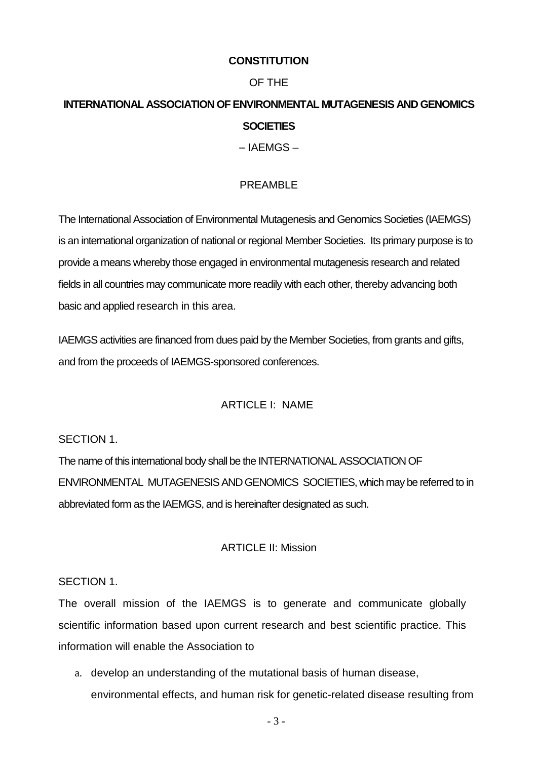# CONSTITUTION

OF THE

# INTERNATIONAL ASSOCIATION OF ENVIRONMENTAL MUTAGENESIS AND GENOMICS SOCIETIES

-- IAEMGS –

## PREAMBLE

The International Association of Environmental Mutagenesis and Genomics Societies (IAEMGS) is an international organization of national or regional Member Societies. Its primary purpose is to provide a means whereby those engaged in environmental mutagenesis research and related fields in all countries may communicate more readily with each other, thereby advancing both basic and applied research in this area.

IAEMGS activities are financed from dues paid by the Member Societies, from grants and gifts, and from the proceeds of IAEMGS-sponsored conferences.

## ARTICLE I: NAME

SECTION 1.

The name of this international body shall be the INTERNATIONAL ASSOCIATION OF ENVIRONMENTAL MUTAGENESIS AND GENOMICS SOCIETIES, which may be referred to in abbreviated form as the IAEMGS, and is hereinafter designated as such.

## ARTICLE II: Mission

SECTION 1.

The overall mission of the IAEMGS is to generate and communicate globally scientific information based upon current research and best scientific practice. This information will enable the Association to

a. develop an understanding of the mutational basis of human disease, environmental effects, and human risk for genetic-related disease resulting from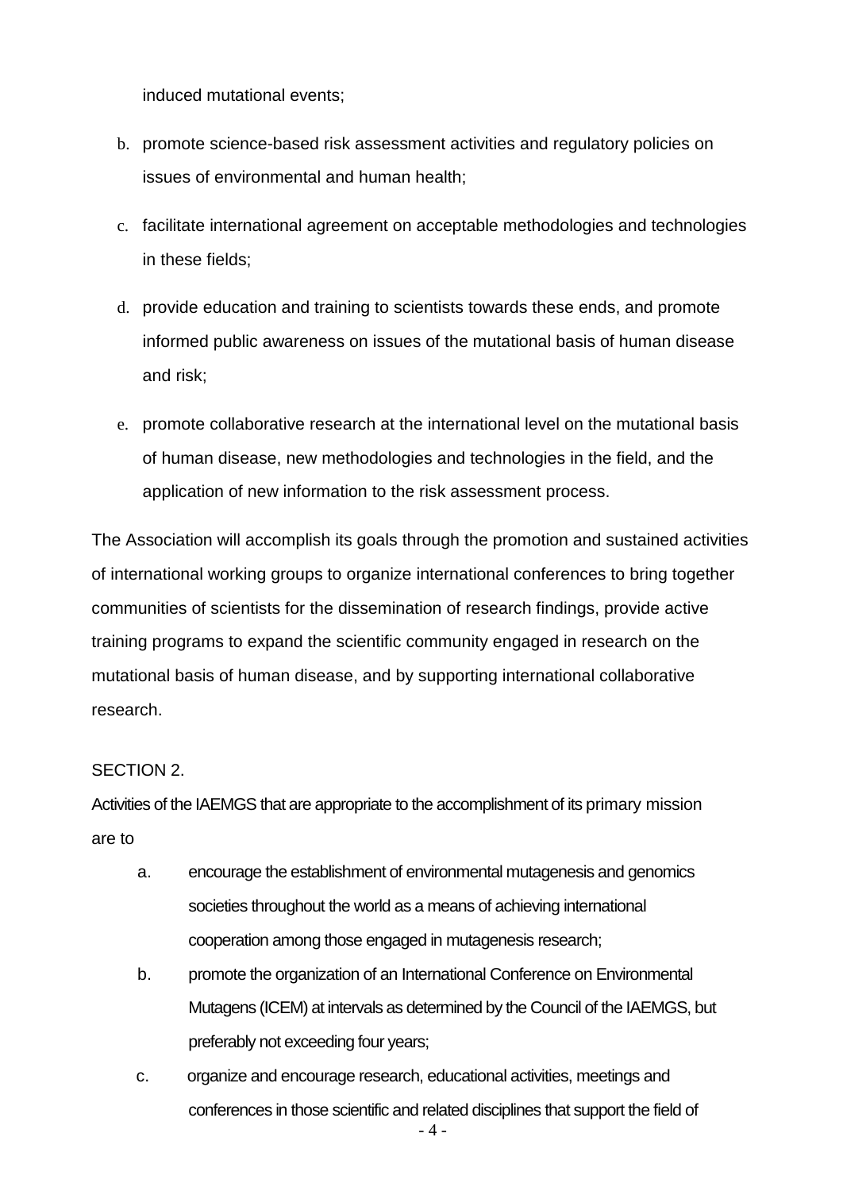induced mutational events;

b. promote science-based risk assessment activities and regulatory policies on issues of environmental and human health;

c. facilitate international agreement on acceptable methodologies and technologies in these fields;

d. provide education and training to scientists towards these ends, and promote informed public awareness on issues of the mutational basis of human disease and risk;

e. promote collaborative research at the international level on the mutational basis of human disease, new methodologies and technologies in the field, and the application of new information to the risk assessment process.

The Association will accomplish its goals through the promotion and sustained activities of international working groups to organize international conferences to bring together communities of scientists for the dissemination of research findings, provide active training programs to expand the scientific community engaged in research on the mutational basis of human disease, and by supporting international collaborative research.

SECTION 2.

Activities of the IAEMGS that are appropriate to the accomplishment of its primary mission are to

a. encourage the establishment of environmental mutagenesis and genomics societies throughout the world as a means of achieving international cooperation among those engaged in mutagenesis research;

b. promote the organization of an International Conference on Environmental Mutagens (ICEM) at intervals as determined by the Council of the IAEMGS, but preferably not exceeding four years;

c. organize and encourage research, educational activities, meetings and conferences in those scientific and related disciplines that support the field of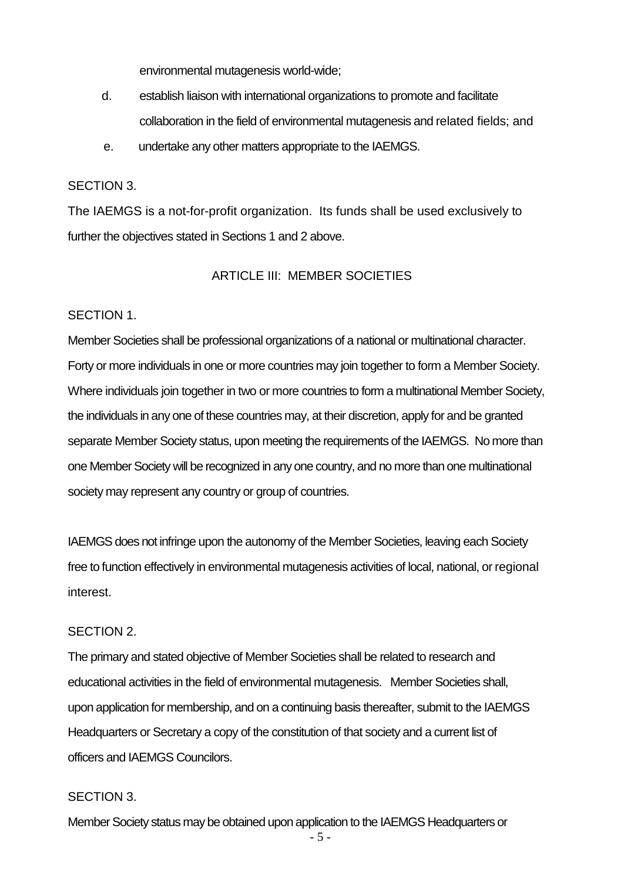environmental mutagenesis world-wide;

d. establish liaison with international organizations to promote and facilitate collaboration in the field of environmental mutagenesis and related fields; and

e. undertake any other matters appropriate to the IAEMGS.

SECTION 3.

The IAEMGS is a not-for-profit organization. Its funds shall be used exclusively to further the objectives stated in Sections 1 and 2 above.

## ARTICLE III: MEMBER SOCIETIES

SECTION 1.

Member Societies shall be professional organizations of a national or multinational character. Forty or more individuals in one or more countries may join together to form a Member Society. Where individuals join together in two or more countries to form a multinational Member Society, the individuals in any one of these countries may, at their discretion, apply for and be granted separate Member Society status, upon meeting the requirements of the IAEMGS. No more than one Member Society will be recognized in any one country, and no more than one multinational society may represent any country or group of countries.

IAEMGS does not infringe upon the autonomy of the Member Societies, leaving each Society free to function effectively in environmental mutagenesis activities of local, national, or regional interest.

SECTION 2.

The primary and stated objective of Member Societies shall be related to research and educational activities in the field of environmental mutagenesis. Member Societies shall, upon application for membership, and on a continuing basis thereafter, submit to the IAEMGS Headquarters or Secretary a copy of the constitution of that society and a current list of officers and IAEMGS Councilors.

SECTION 3.

Member Society status may be obtained upon application to the IAEMGS Headquarters or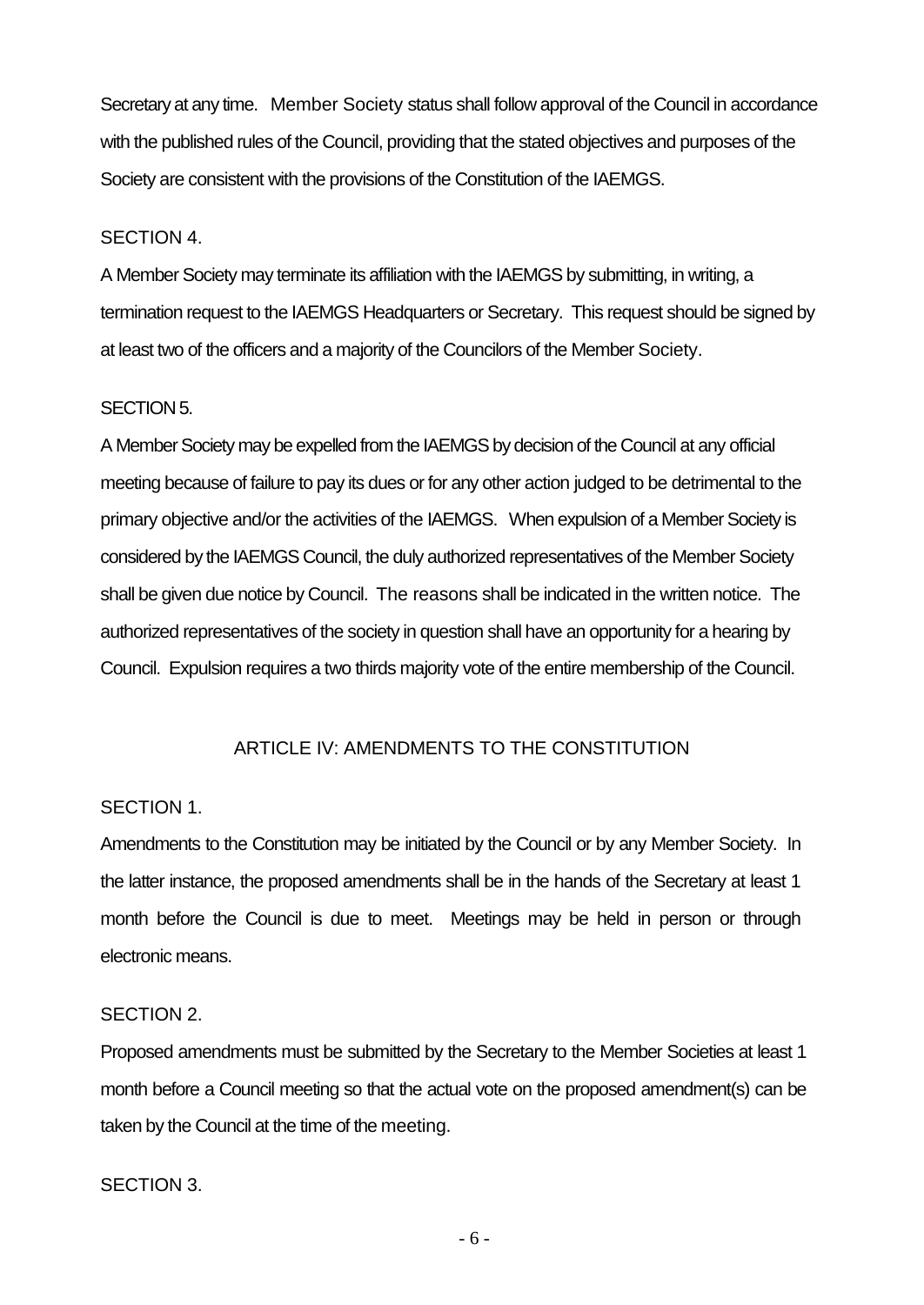Secretary at any time. Member Society status shall follow approval of the Council in accordance with the published rules of the Council, providing that the stated objectives and purposes of the Society are consistent with the provisions of the Constitution of the IAEMGS.

SECTION 4.

A Member Society may terminate its affiliation with the IAEMGS by submitting, in writing, a termination request to the IAEMGS Headquarters or Secretary. This request should be signed by at least two of the officers and a majority of the Councilors of the Member Society.

SECTION 5.

A Member Society may be expelled from the IAEMGS by decision of the Council at any official meeting because of failure to pay its dues or for any other action judged to be detrimental to the primary objective and/or the activities of the IAEMGS. When expulsion of a Member Society is considered by the IAEMGS Council, the duly authorized representatives of the Member Society shall be given due notice by Council. The reasons shall be indicated in the written notice. The authorized representatives of the society in question shall have an opportunity for a hearing by Council. Expulsion requires a two thirds majority vote of the entire membership of the Council.

## ARTICLE IV: AMENDMENTS TO THE CONSTITUTION

SECTION 1.

Amendments to the Constitution may be initiated by the Council or by any Member Society. In the latter instance, the proposed amendments shall be in the hands of the Secretary at least 1 month before the Council is due to meet. Meetings may be held in person or through electronic means.

SECTION 2.

Proposed amendments must be submitted by the Secretary to the Member Societies at least 1 month before a Council meeting so that the actual vote on the proposed amendment(s) can be taken by the Council at the time of the meeting.

SECTION 3.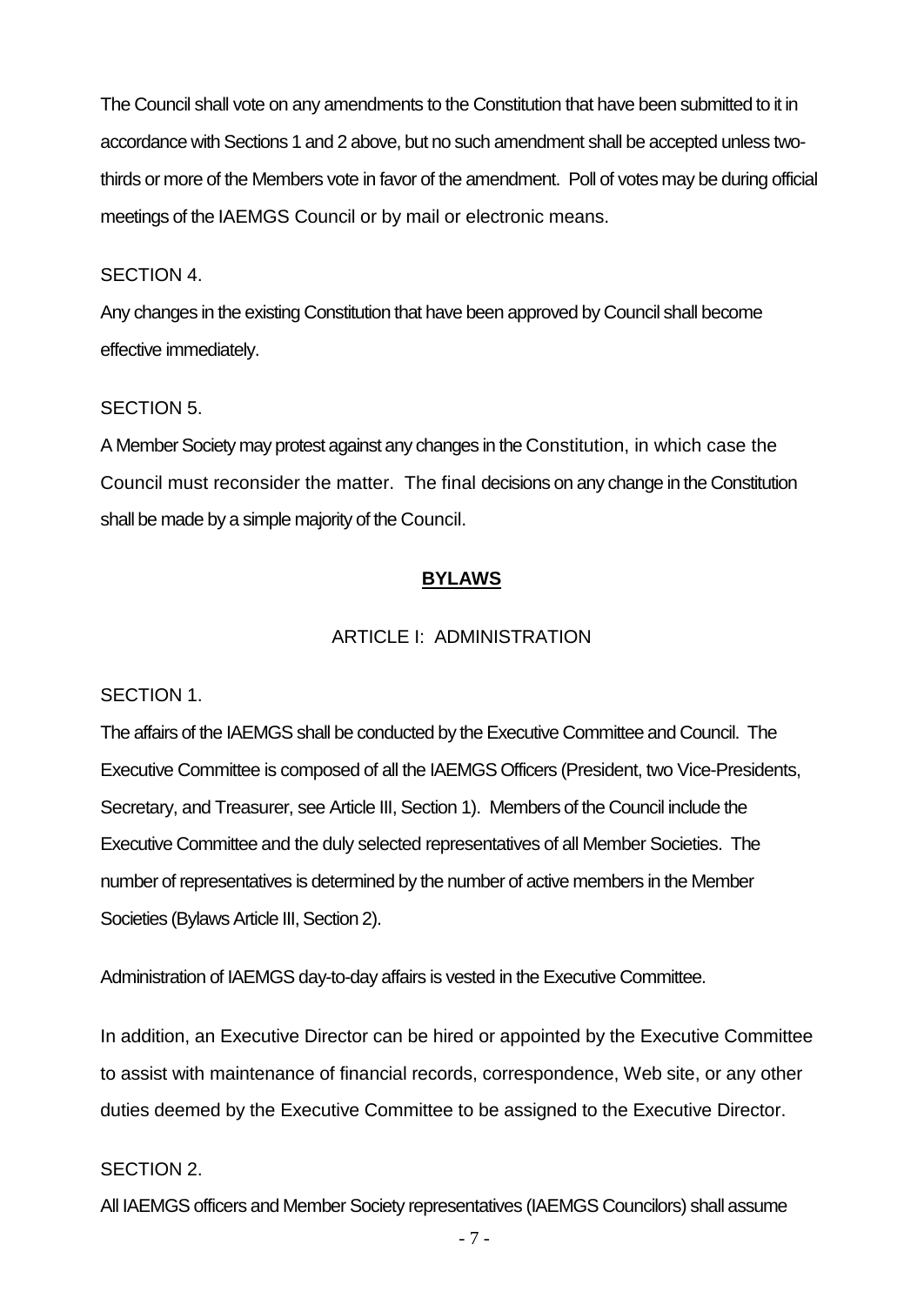The Council shall vote on any amendments to the Constitution that have been submitted to it in accordance with Sections 1 and 2 above, but no such amendment shall be accepted unless two-thirds or more of the Members vote in favor of the amendment. Poll of votes may be during official meetings of the IAEMGS Council or by mail or electronic means.

SECTION 4.

Any changes in the existing Constitution that have been approved by Council shall become effective immediately.

SECTION 5.

A Member Society may protest against any changes in the Constitution, in which case the Council must reconsider the matter. The final decisions on any change in the Constitution shall be made by a simple majority of the Council.

## **BYLAWS**

### ARTICLE I: ADMINISTRATION

SECTION 1.

The affairs of the IAEMGS shall be conducted by the Executive Committee and Council. The Executive Committee is composed of all the IAEMGS Officers (President, two Vice-Presidents, Secretary, and Treasurer, see Article III, Section 1). Members of the Council include the Executive Committee and the duly selected representatives of all Member Societies. The number of representatives is determined by the number of active members in the Member Societies (Bylaws Article III, Section 2).

Administration of IAEMGS day-to-day affairs is vested in the Executive Committee.

In addition, an Executive Director can be hired or appointed by the Executive Committee to assist with maintenance of financial records, correspondence, Web site, or any other duties deemed by the Executive Committee to be assigned to the Executive Director.

SECTION 2.

All IAEMGS officers and Member Society representatives (IAEMGS Councilors) shall assume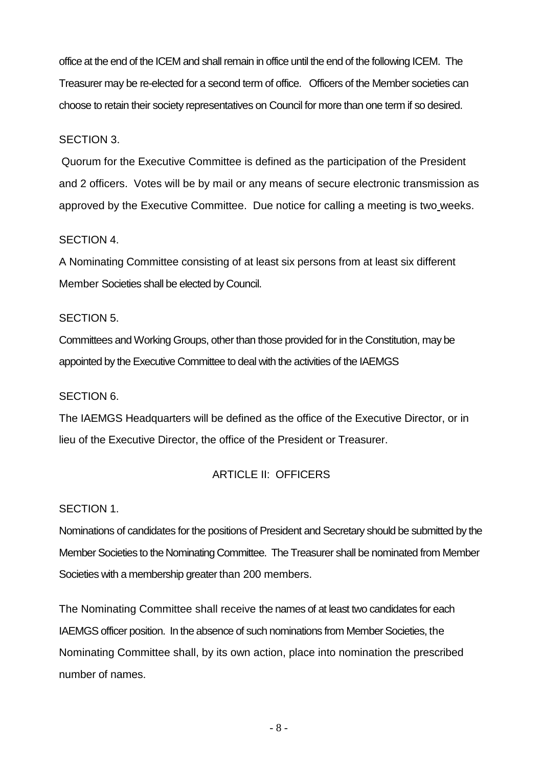office at the end of the ICEM and shall remain in office until the end of the following ICEM. The Treasurer may be re-elected for a second term of office. Officers of the Member societies can choose to retain their society representatives on Council for more than one term if so desired.

SECTION 3.

Quorum for the Executive Committee is defined as the participation of the President and 2 officers. Votes will be by mail or any means of secure electronic transmission as approved by the Executive Committee. Due notice for calling a meeting is two weeks.

SECTION 4.

A Nominating Committee consisting of at least six persons from at least six different Member Societies shall be elected by Council.

SECTION 5.

Committees and Working Groups, other than those provided for in the Constitution, may be appointed by the Executive Committee to deal with the activities of the IAEMGS

SECTION 6.

The IAEMGS Headquarters will be defined as the office of the Executive Director, or in lieu of the Executive Director, the office of the President or Treasurer.

## ARTICLE II: OFFICERS

SECTION 1.

Nominations of candidates for the positions of President and Secretary should be submitted by the Member Societies to the Nominating Committee. The Treasurer shall be nominated from Member Societies with a membership greater than 200 members.

The Nominating Committee shall receive the names of at least two candidates for each IAEMGS officer position. In the absence of such nominations from Member Societies, the Nominating Committee shall, by its own action, place into nomination the prescribed number of names.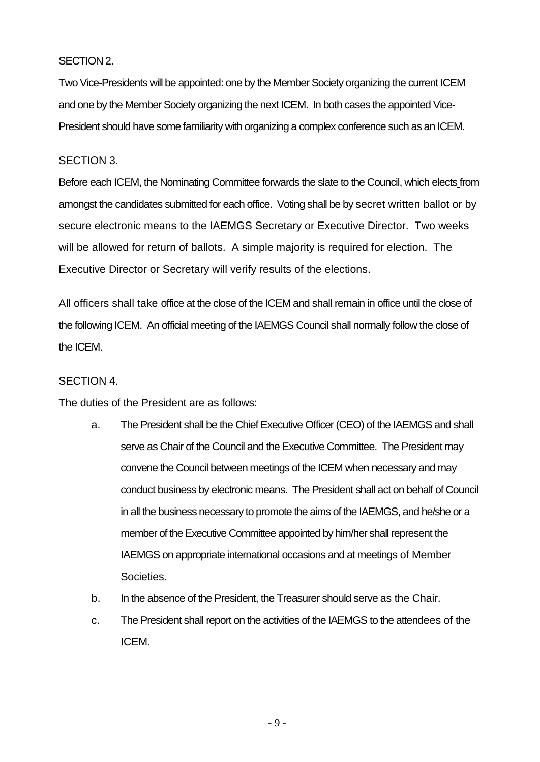SECTION 2.

Two Vice-Presidents will be appointed: one by the Member Society organizing the current ICEM and one by the Member Society organizing the next ICEM. In both cases the appointed Vice-President should have some familiarity with organizing a complex conference such as an ICEM.

SECTION 3.

Before each ICEM, the Nominating Committee forwards the slate to the Council, which elects from amongst the candidates submitted for each office. Voting shall be by secret written ballot or by secure electronic means to the IAEMGS Secretary or Executive Director. Two weeks will be allowed for return of ballots. A simple majority is required for election. The Executive Director or Secretary will verify results of the elections.

All officers shall take office at the close of the ICEM and shall remain in office until the close of the following ICEM. An official meeting of the IAEMGS Council shall normally follow the close of the ICEM.

SECTION 4.

The duties of the President are as follows:

a. The President shall be the Chief Executive Officer (CEO) of the IAEMGS and shall serve as Chair of the Council and the Executive Committee. The President may convene the Council between meetings of the ICEM when necessary and may conduct business by electronic means. The President shall act on behalf of Council in all the business necessary to promote the aims of the IAEMGS, and he/she or a member of the Executive Committee appointed by him/her shall represent the IAEMGS on appropriate international occasions and at meetings of Member Societies.

b. In the absence of the President, the Treasurer should serve as the Chair.

c. The President shall report on the activities of the IAEMGS to the attendees of the ICEM.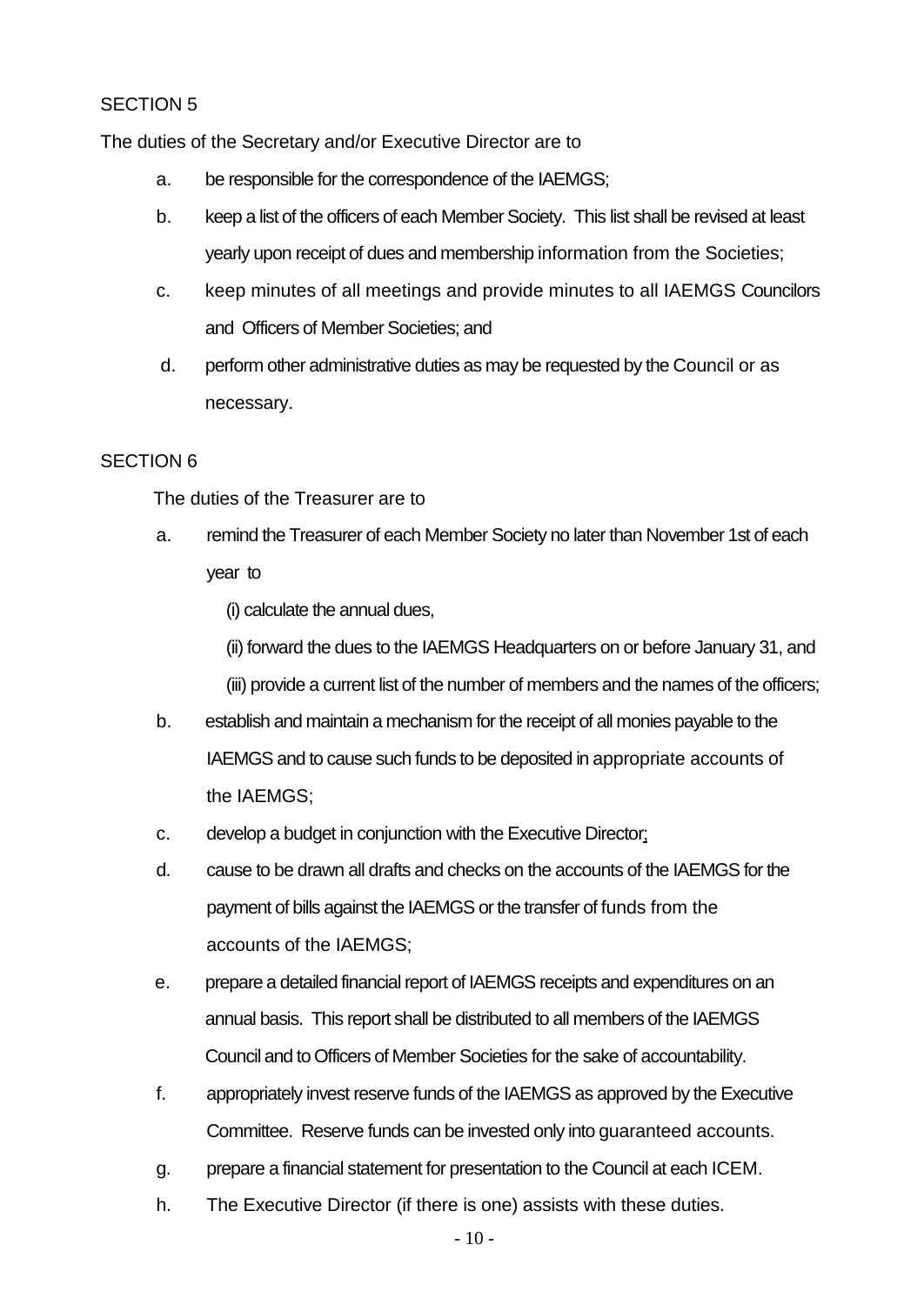SECTION 5

The duties of the Secretary and/or Executive Director are to

a. be responsible for the correspondence of the IAEMGS;

b. keep a list of the officers of each Member Society. This list shall be revised at least yearly upon receipt of dues and membership information from the Societies;

c. keep minutes of all meetings and provide minutes to all IAEMGS Councilors and Officers of Member Societies; and

d. perform other administrative duties as may be requested by the Council or as necessary.

SECTION 6

The duties of the Treasurer are to

a. remind the Treasurer of each Member Society no later than November 1st of each year to

   (i) calculate the annual dues,

   (ii) forward the dues to the IAEMGS Headquarters on or before January 31, and

   (iii) provide a current list of the number of members and the names of the officers;

b. establish and maintain a mechanism for the receipt of all monies payable to the IAEMGS and to cause such funds to be deposited in appropriate accounts of the IAEMGS;

c. develop a budget in conjunction with the Executive Director;

d. cause to be drawn all drafts and checks on the accounts of the IAEMGS for the payment of bills against the IAEMGS or the transfer of funds from the accounts of the IAEMGS;

e. prepare a detailed financial report of IAEMGS receipts and expenditures on an annual basis. This report shall be distributed to all members of the IAEMGS Council and to Officers of Member Societies for the sake of accountability.

f. appropriately invest reserve funds of the IAEMGS as approved by the Executive Committee. Reserve funds can be invested only into guaranteed accounts.

g. prepare a financial statement for presentation to the Council at each ICEM.

h. The Executive Director (if there is one) assists with these duties.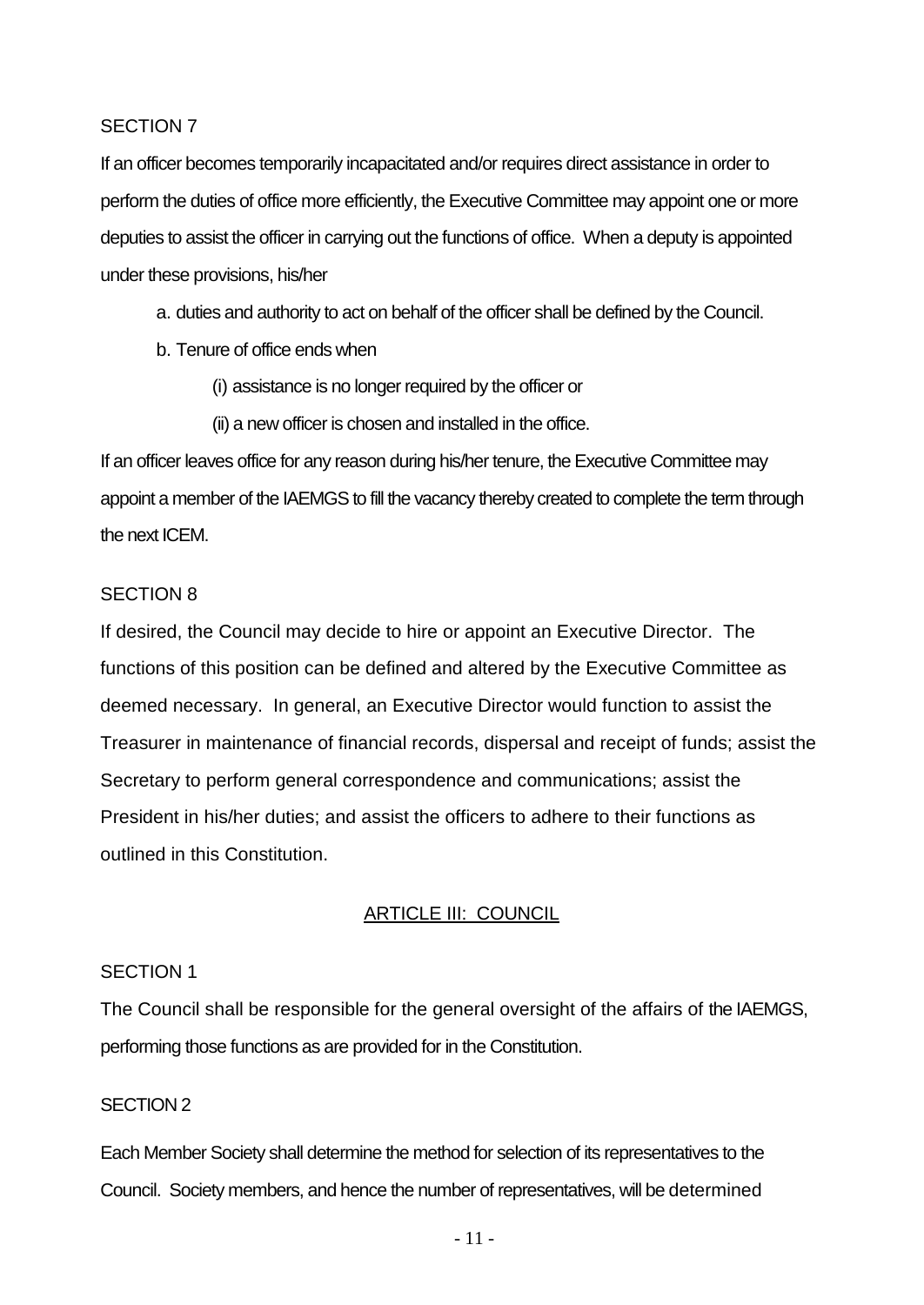SECTION 7

If an officer becomes temporarily incapacitated and/or requires direct assistance in order to perform the duties of office more efficiently, the Executive Committee may appoint one or more deputies to assist the officer in carrying out the functions of office. When a deputy is appointed under these provisions, his/her

a. duties and authority to act on behalf of the officer shall be defined by the Council.

b. Tenure of office ends when

(i) assistance is no longer required by the officer or

(ii) a new officer is chosen and installed in the office.

If an officer leaves office for any reason during his/her tenure, the Executive Committee may appoint a member of the IAEMGS to fill the vacancy thereby created to complete the term through the next ICEM.

SECTION 8

If desired, the Council may decide to hire or appoint an Executive Director. The functions of this position can be defined and altered by the Executive Committee as deemed necessary. In general, an Executive Director would function to assist the Treasurer in maintenance of financial records, dispersal and receipt of funds; assist the Secretary to perform general correspondence and communications; assist the President in his/her duties; and assist the officers to adhere to their functions as outlined in this Constitution.

## ARTICLE III: COUNCIL

SECTION 1

The Council shall be responsible for the general oversight of the affairs of the IAEMGS, performing those functions as are provided for in the Constitution.

SECTION 2

Each Member Society shall determine the method for selection of its representatives to the Council. Society members, and hence the number of representatives, will be determined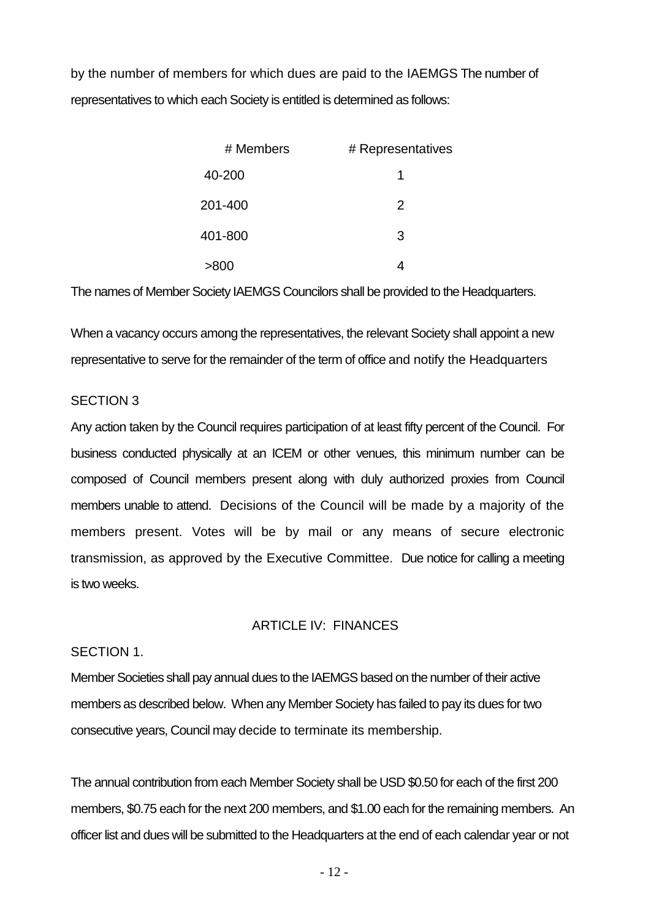by the number of members for which dues are paid to the IAEMGS The number of representatives to which each Society is entitled is determined as follows:

| # Members | # Representatives |
|---|---|
| 40-200 | 1 |
| 201-400 | 2 |
| 401-800 | 3 |
| >800 | 4 |

The names of Member Society IAEMGS Councilors shall be provided to the Headquarters.

When a vacancy occurs among the representatives, the relevant Society shall appoint a new representative to serve for the remainder of the term of office and notify the Headquarters

SECTION 3

Any action taken by the Council requires participation of at least fifty percent of the Council. For business conducted physically at an ICEM or other venues, this minimum number can be composed of Council members present along with duly authorized proxies from Council members unable to attend. Decisions of the Council will be made by a majority of the members present. Votes will be by mail or any means of secure electronic transmission, as approved by the Executive Committee. Due notice for calling a meeting is two weeks.

## ARTICLE IV: FINANCES

SECTION 1.

Member Societies shall pay annual dues to the IAEMGS based on the number of their active members as described below. When any Member Society has failed to pay its dues for two consecutive years, Council may decide to terminate its membership.

The annual contribution from each Member Society shall be USD $0.50 for each of the first 200 members, $0.75 each for the next 200 members, and $1.00 each for the remaining members. An officer list and dues will be submitted to the Headquarters at the end of each calendar year or not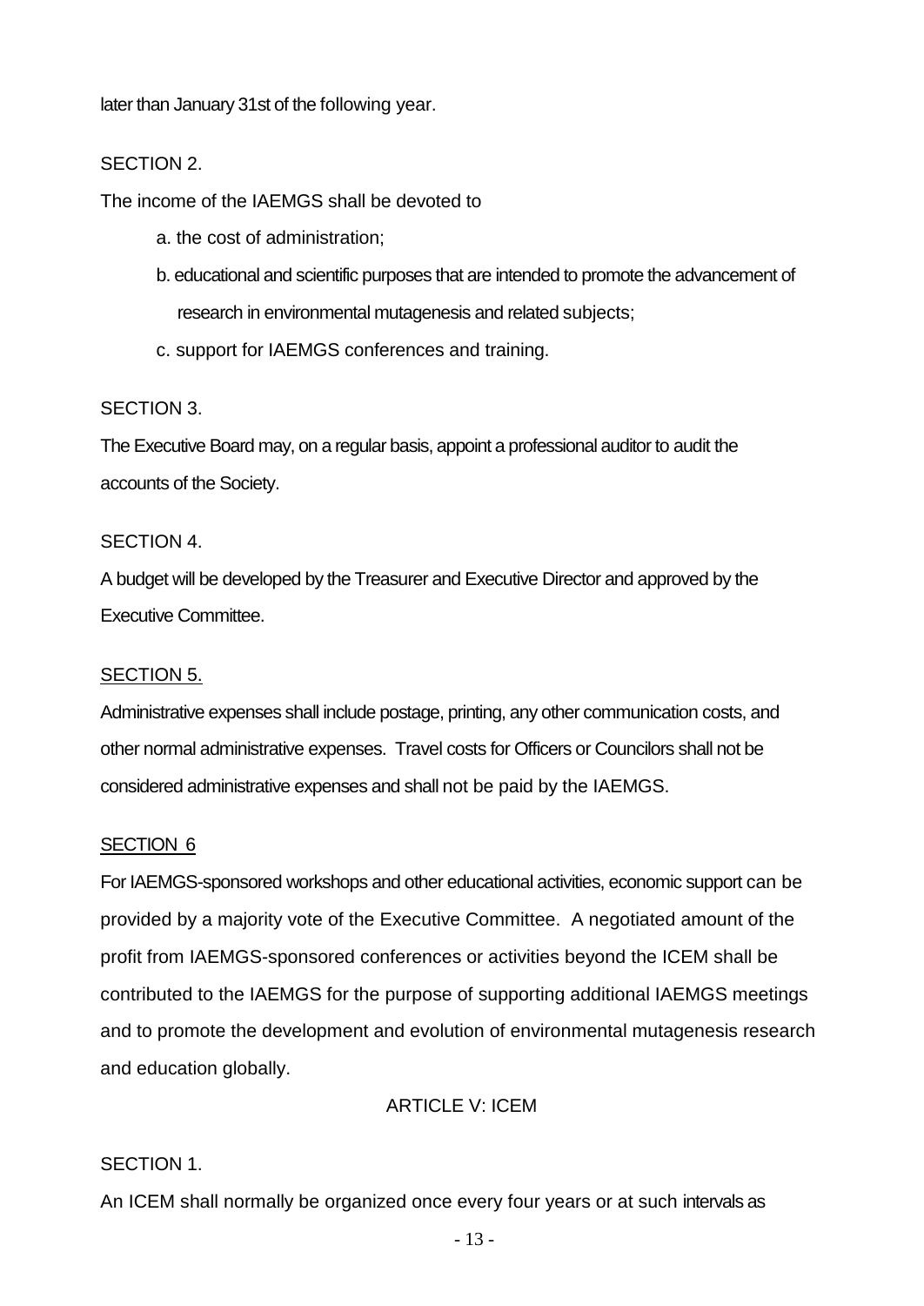later than January 31st of the following year.

SECTION 2.

The income of the IAEMGS shall be devoted to

a. the cost of administration;

b. educational and scientific purposes that are intended to promote the advancement of research in environmental mutagenesis and related subjects;

c. support for IAEMGS conferences and training.

SECTION 3.

The Executive Board may, on a regular basis, appoint a professional auditor to audit the accounts of the Society.

SECTION 4.

A budget will be developed by the Treasurer and Executive Director and approved by the Executive Committee.

SECTION 5.

Administrative expenses shall include postage, printing, any other communication costs, and other normal administrative expenses. Travel costs for Officers or Councilors shall not be considered administrative expenses and shall not be paid by the IAEMGS.

SECTION 6

For IAEMGS-sponsored workshops and other educational activities, economic support can be provided by a majority vote of the Executive Committee. A negotiated amount of the profit from IAEMGS-sponsored conferences or activities beyond the ICEM shall be contributed to the IAEMGS for the purpose of supporting additional IAEMGS meetings and to promote the development and evolution of environmental mutagenesis research and education globally.

## ARTICLE V: ICEM

SECTION 1.

An ICEM shall normally be organized once every four years or at such intervals as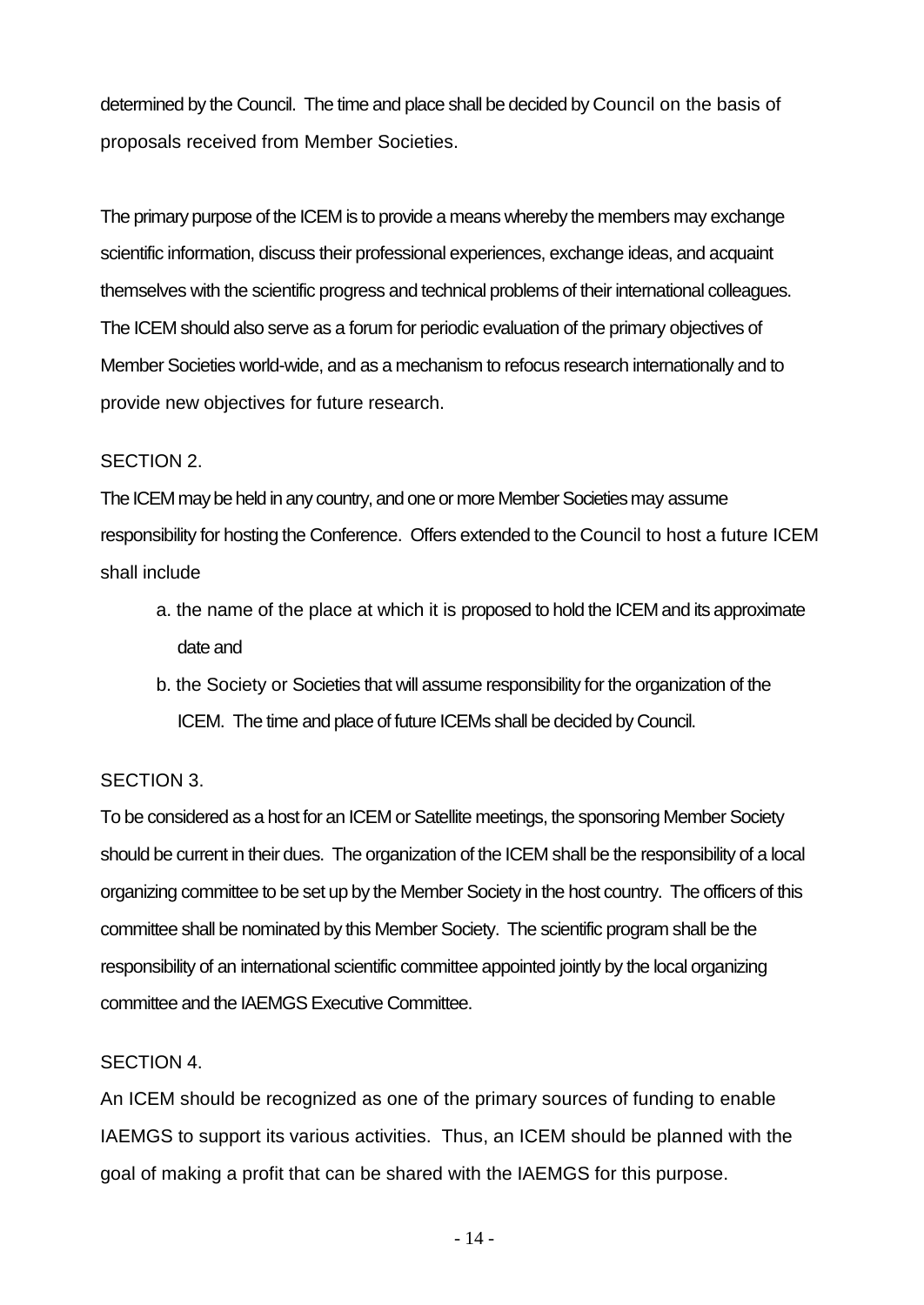determined by the Council. The time and place shall be decided by Council on the basis of proposals received from Member Societies.

The primary purpose of the ICEM is to provide a means whereby the members may exchange scientific information, discuss their professional experiences, exchange ideas, and acquaint themselves with the scientific progress and technical problems of their international colleagues. The ICEM should also serve as a forum for periodic evaluation of the primary objectives of Member Societies world-wide, and as a mechanism to refocus research internationally and to provide new objectives for future research.

SECTION 2.

The ICEM may be held in any country, and one or more Member Societies may assume responsibility for hosting the Conference. Offers extended to the Council to host a future ICEM shall include

a. the name of the place at which it is proposed to hold the ICEM and its approximate date and

b. the Society or Societies that will assume responsibility for the organization of the ICEM. The time and place of future ICEMs shall be decided by Council.

SECTION 3.

To be considered as a host for an ICEM or Satellite meetings, the sponsoring Member Society should be current in their dues. The organization of the ICEM shall be the responsibility of a local organizing committee to be set up by the Member Society in the host country. The officers of this committee shall be nominated by this Member Society. The scientific program shall be the responsibility of an international scientific committee appointed jointly by the local organizing committee and the IAEMGS Executive Committee.

SECTION 4.

An ICEM should be recognized as one of the primary sources of funding to enable IAEMGS to support its various activities. Thus, an ICEM should be planned with the goal of making a profit that can be shared with the IAEMGS for this purpose.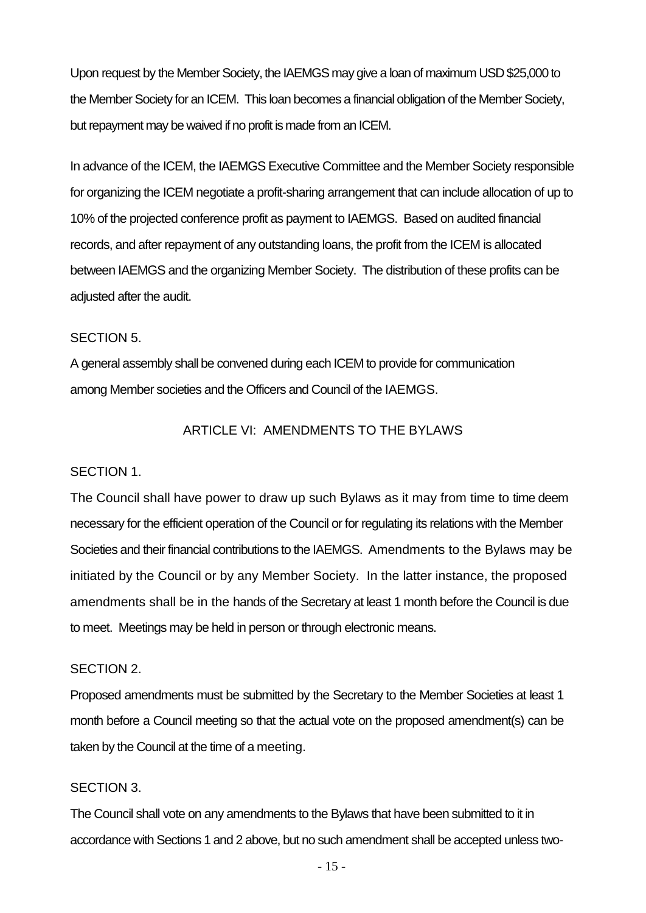Upon request by the Member Society, the IAEMGS may give a loan of maximum USD $25,000 to the Member Society for an ICEM. This loan becomes a financial obligation of the Member Society, but repayment may be waived if no profit is made from an ICEM.

In advance of the ICEM, the IAEMGS Executive Committee and the Member Society responsible for organizing the ICEM negotiate a profit-sharing arrangement that can include allocation of up to 10% of the projected conference profit as payment to IAEMGS. Based on audited financial records, and after repayment of any outstanding loans, the profit from the ICEM is allocated between IAEMGS and the organizing Member Society. The distribution of these profits can be adjusted after the audit.

SECTION 5.

A general assembly shall be convened during each ICEM to provide for communication among Member societies and the Officers and Council of the IAEMGS.

## ARTICLE VI: AMENDMENTS TO THE BYLAWS

SECTION 1.

The Council shall have power to draw up such Bylaws as it may from time to time deem necessary for the efficient operation of the Council or for regulating its relations with the Member Societies and their financial contributions to the IAEMGS. Amendments to the Bylaws may be initiated by the Council or by any Member Society. In the latter instance, the proposed amendments shall be in the hands of the Secretary at least 1 month before the Council is due to meet. Meetings may be held in person or through electronic means.

SECTION 2.

Proposed amendments must be submitted by the Secretary to the Member Societies at least 1 month before a Council meeting so that the actual vote on the proposed amendment(s) can be taken by the Council at the time of a meeting.

SECTION 3.

The Council shall vote on any amendments to the Bylaws that have been submitted to it in accordance with Sections 1 and 2 above, but no such amendment shall be accepted unless two-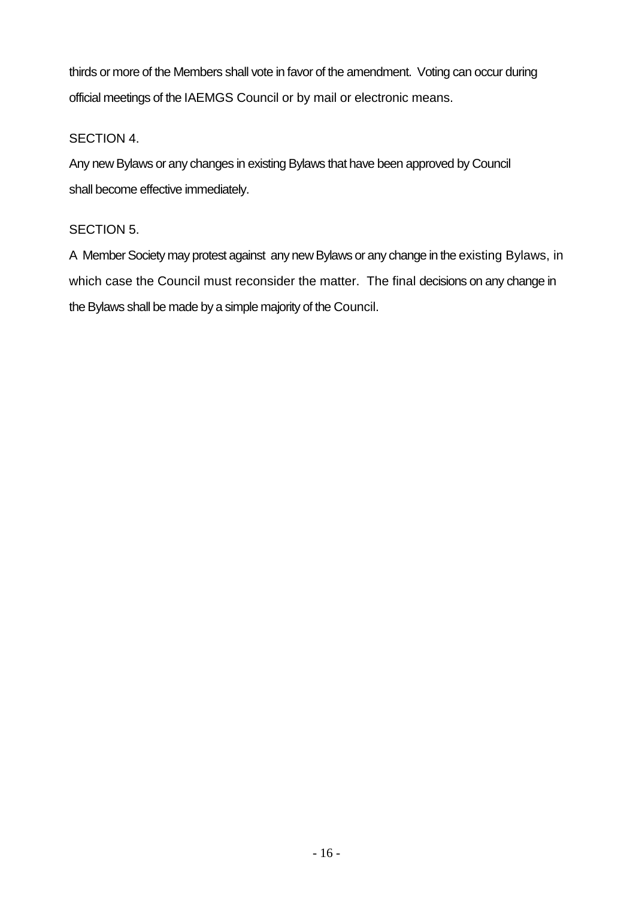thirds or more of the Members shall vote in favor of the amendment. Voting can occur during official meetings of the IAEMGS Council or by mail or electronic means.

SECTION 4.

Any new Bylaws or any changes in existing Bylaws that have been approved by Council shall become effective immediately.

SECTION 5.

A Member Society may protest against any new Bylaws or any change in the existing Bylaws, in which case the Council must reconsider the matter. The final decisions on any change in the Bylaws shall be made by a simple majority of the Council.